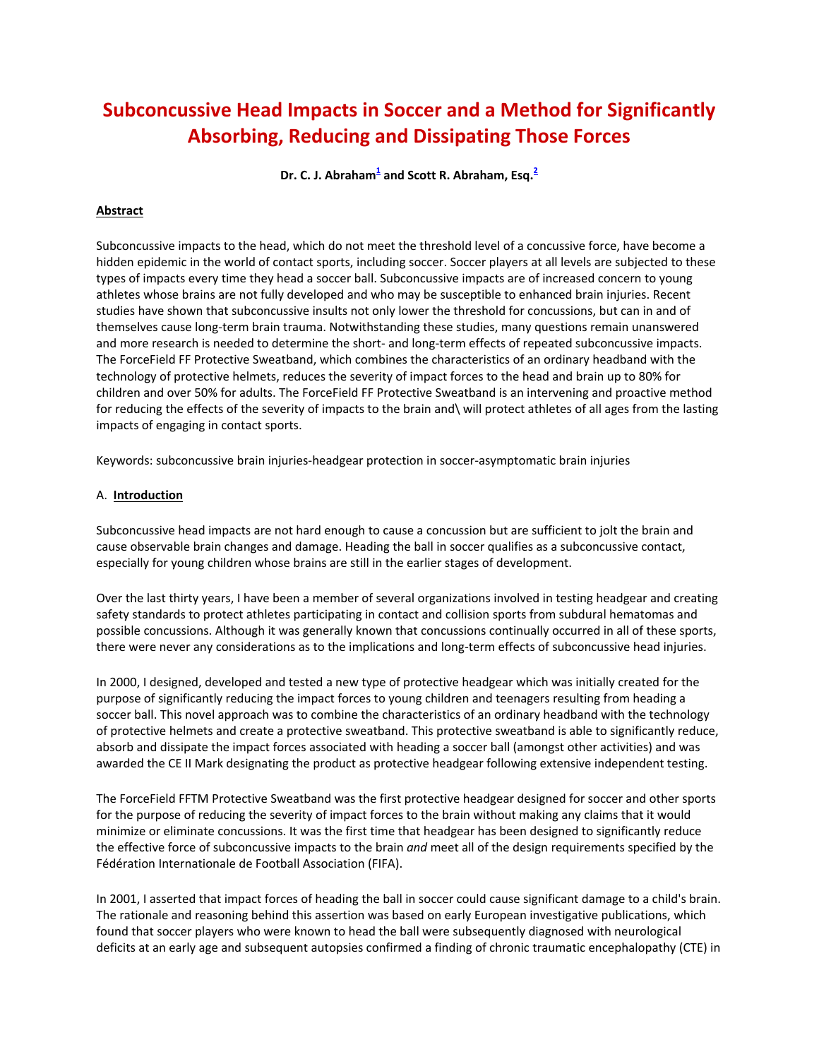# Subconcussive Head Impacts in Soccer and a Method for Significantly Absorbing, Reducing and Dissipating Those Forces

**Dr. C. J. Abraham[1] and Scott R. Abraham, Esq.[2]**

**Abstract**

Subconcussive impacts to the head, which do not meet the threshold level of a concussive force, have become a hidden epidemic in the world of contact sports, including soccer. Soccer players at all levels are subjected to these types of impacts every time they head a soccer ball. Subconcussive impacts are of increased concern to young athletes whose brains are not fully developed and who may be susceptible to enhanced brain injuries. Recent studies have shown that subconcussive insults not only lower the threshold for concussions, but can in and of themselves cause long-term brain trauma. Notwithstanding these studies, many questions remain unanswered and more research is needed to determine the short- and long-term effects of repeated subconcussive impacts. The ForceField FF Protective Sweatband, which combines the characteristics of an ordinary headband with the technology of protective helmets, reduces the severity of impact forces to the head and brain up to 80% for children and over 50% for adults. The ForceField FF Protective Sweatband is an intervening and proactive method for reducing the effects of the severity of impacts to the brain and\ will protect athletes of all ages from the lasting impacts of engaging in contact sports.

Keywords: subconcussive brain injuries-headgear protection in soccer-asymptomatic brain injuries

A. **Introduction**

Subconcussive head impacts are not hard enough to cause a concussion but are sufficient to jolt the brain and cause observable brain changes and damage. Heading the ball in soccer qualifies as a subconcussive contact, especially for young children whose brains are still in the earlier stages of development.

Over the last thirty years, I have been a member of several organizations involved in testing headgear and creating safety standards to protect athletes participating in contact and collision sports from subdural hematomas and possible concussions. Although it was generally known that concussions continually occurred in all of these sports, there were never any considerations as to the implications and long-term effects of subconcussive head injuries.

In 2000, I designed, developed and tested a new type of protective headgear which was initially created for the purpose of significantly reducing the impact forces to young children and teenagers resulting from heading a soccer ball. This novel approach was to combine the characteristics of an ordinary headband with the technology of protective helmets and create a protective sweatband. This protective sweatband is able to significantly reduce, absorb and dissipate the impact forces associated with heading a soccer ball (amongst other activities) and was awarded the CE II Mark designating the product as protective headgear following extensive independent testing.

The ForceField FFTM Protective Sweatband was the first protective headgear designed for soccer and other sports for the purpose of reducing the severity of impact forces to the brain without making any claims that it would minimize or eliminate concussions. It was the first time that headgear has been designed to significantly reduce the effective force of subconcussive impacts to the brain *and* meet all of the design requirements specified by the Fédération Internationale de Football Association (FIFA).

In 2001, I asserted that impact forces of heading the ball in soccer could cause significant damage to a child's brain. The rationale and reasoning behind this assertion was based on early European investigative publications, which found that soccer players who were known to head the ball were subsequently diagnosed with neurological deficits at an early age and subsequent autopsies confirmed a finding of chronic traumatic encephalopathy (CTE) in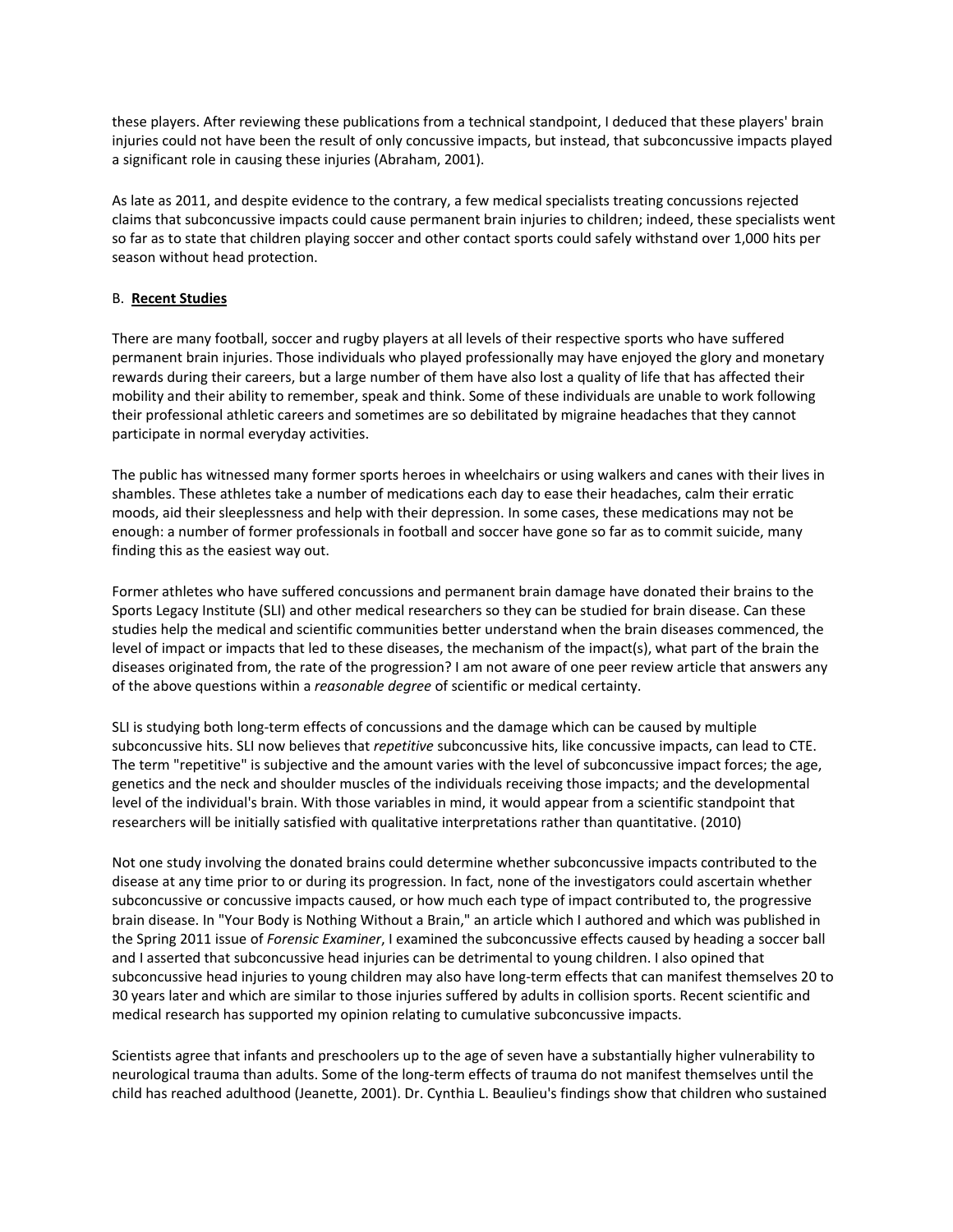these players. After reviewing these publications from a technical standpoint, I deduced that these players' brain injuries could not have been the result of only concussive impacts, but instead, that subconcussive impacts played a significant role in causing these injuries (Abraham, 2001).

As late as 2011, and despite evidence to the contrary, a few medical specialists treating concussions rejected claims that subconcussive impacts could cause permanent brain injuries to children; indeed, these specialists went so far as to state that children playing soccer and other contact sports could safely withstand over 1,000 hits per season without head protection.

B. **Recent Studies**

There are many football, soccer and rugby players at all levels of their respective sports who have suffered permanent brain injuries. Those individuals who played professionally may have enjoyed the glory and monetary rewards during their careers, but a large number of them have also lost a quality of life that has affected their mobility and their ability to remember, speak and think. Some of these individuals are unable to work following their professional athletic careers and sometimes are so debilitated by migraine headaches that they cannot participate in normal everyday activities.

The public has witnessed many former sports heroes in wheelchairs or using walkers and canes with their lives in shambles. These athletes take a number of medications each day to ease their headaches, calm their erratic moods, aid their sleeplessness and help with their depression. In some cases, these medications may not be enough: a number of former professionals in football and soccer have gone so far as to commit suicide, many finding this as the easiest way out.

Former athletes who have suffered concussions and permanent brain damage have donated their brains to the Sports Legacy Institute (SLI) and other medical researchers so they can be studied for brain disease. Can these studies help the medical and scientific communities better understand when the brain diseases commenced, the level of impact or impacts that led to these diseases, the mechanism of the impact(s), what part of the brain the diseases originated from, the rate of the progression? I am not aware of one peer review article that answers any of the above questions within a *reasonable degree* of scientific or medical certainty.

SLI is studying both long-term effects of concussions and the damage which can be caused by multiple subconcussive hits. SLI now believes that *repetitive* subconcussive hits, like concussive impacts, can lead to CTE. The term "repetitive" is subjective and the amount varies with the level of subconcussive impact forces; the age, genetics and the neck and shoulder muscles of the individuals receiving those impacts; and the developmental level of the individual's brain. With those variables in mind, it would appear from a scientific standpoint that researchers will be initially satisfied with qualitative interpretations rather than quantitative. (2010)

Not one study involving the donated brains could determine whether subconcussive impacts contributed to the disease at any time prior to or during its progression. In fact, none of the investigators could ascertain whether subconcussive or concussive impacts caused, or how much each type of impact contributed to, the progressive brain disease. In "Your Body is Nothing Without a Brain," an article which I authored and which was published in the Spring 2011 issue of *Forensic Examiner*, I examined the subconcussive effects caused by heading a soccer ball and I asserted that subconcussive head injuries can be detrimental to young children. I also opined that subconcussive head injuries to young children may also have long-term effects that can manifest themselves 20 to 30 years later and which are similar to those injuries suffered by adults in collision sports. Recent scientific and medical research has supported my opinion relating to cumulative subconcussive impacts.

Scientists agree that infants and preschoolers up to the age of seven have a substantially higher vulnerability to neurological trauma than adults. Some of the long-term effects of trauma do not manifest themselves until the child has reached adulthood (Jeanette, 2001). Dr. Cynthia L. Beaulieu's findings show that children who sustained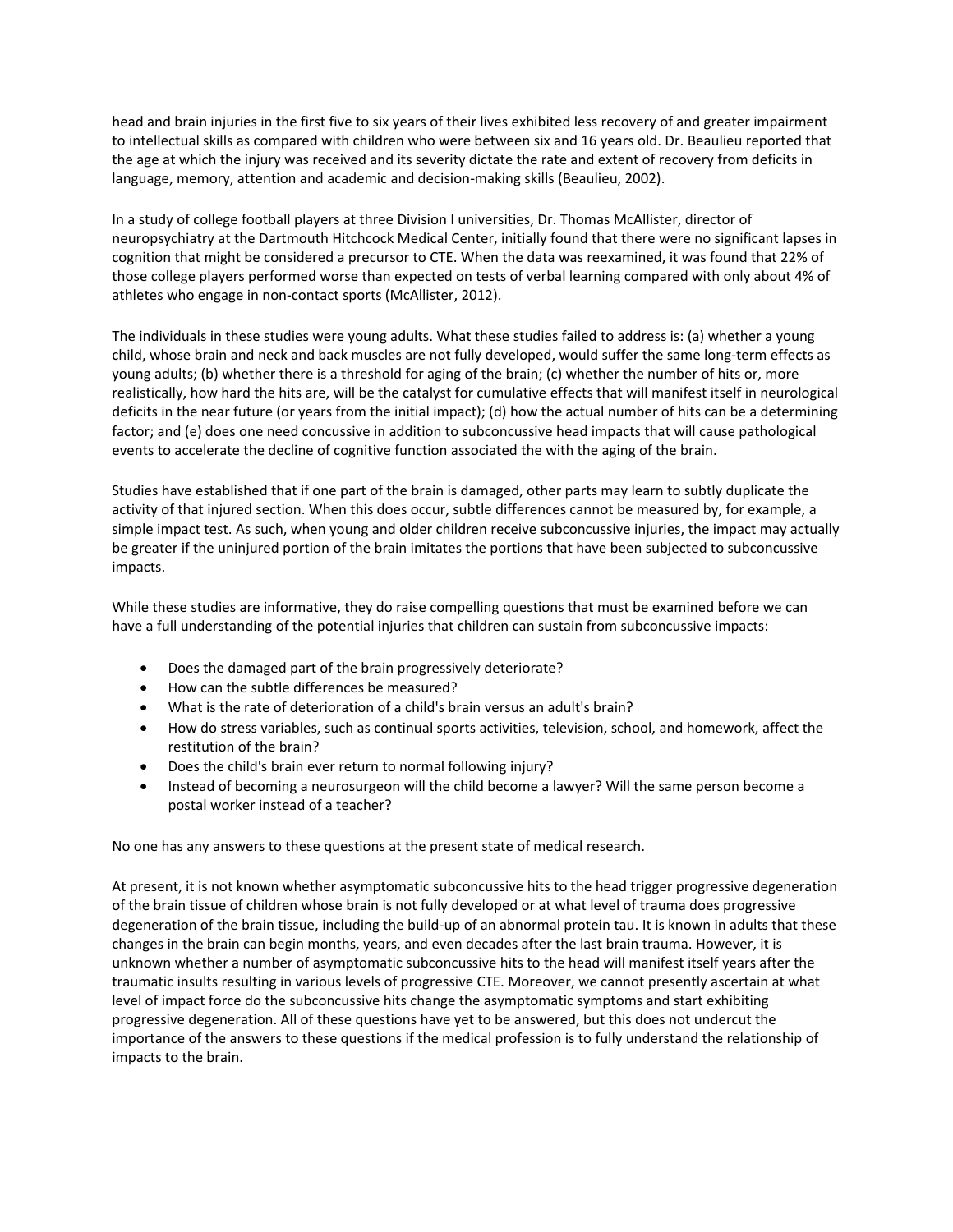head and brain injuries in the first five to six years of their lives exhibited less recovery of and greater impairment to intellectual skills as compared with children who were between six and 16 years old. Dr. Beaulieu reported that the age at which the injury was received and its severity dictate the rate and extent of recovery from deficits in language, memory, attention and academic and decision-making skills (Beaulieu, 2002).

In a study of college football players at three Division I universities, Dr. Thomas McAllister, director of neuropsychiatry at the Dartmouth Hitchcock Medical Center, initially found that there were no significant lapses in cognition that might be considered a precursor to CTE. When the data was reexamined, it was found that 22% of those college players performed worse than expected on tests of verbal learning compared with only about 4% of athletes who engage in non-contact sports (McAllister, 2012).

The individuals in these studies were young adults. What these studies failed to address is: (a) whether a young child, whose brain and neck and back muscles are not fully developed, would suffer the same long-term effects as young adults; (b) whether there is a threshold for aging of the brain; (c) whether the number of hits or, more realistically, how hard the hits are, will be the catalyst for cumulative effects that will manifest itself in neurological deficits in the near future (or years from the initial impact); (d) how the actual number of hits can be a determining factor; and (e) does one need concussive in addition to subconcussive head impacts that will cause pathological events to accelerate the decline of cognitive function associated the with the aging of the brain.

Studies have established that if one part of the brain is damaged, other parts may learn to subtly duplicate the activity of that injured section. When this does occur, subtle differences cannot be measured by, for example, a simple impact test. As such, when young and older children receive subconcussive injuries, the impact may actually be greater if the uninjured portion of the brain imitates the portions that have been subjected to subconcussive impacts.

While these studies are informative, they do raise compelling questions that must be examined before we can have a full understanding of the potential injuries that children can sustain from subconcussive impacts:

- Does the damaged part of the brain progressively deteriorate?
- How can the subtle differences be measured?
- What is the rate of deterioration of a child's brain versus an adult's brain?
- How do stress variables, such as continual sports activities, television, school, and homework, affect the restitution of the brain?
- Does the child's brain ever return to normal following injury?
- Instead of becoming a neurosurgeon will the child become a lawyer? Will the same person become a postal worker instead of a teacher?

No one has any answers to these questions at the present state of medical research.

At present, it is not known whether asymptomatic subconcussive hits to the head trigger progressive degeneration of the brain tissue of children whose brain is not fully developed or at what level of trauma does progressive degeneration of the brain tissue, including the build-up of an abnormal protein tau. It is known in adults that these changes in the brain can begin months, years, and even decades after the last brain trauma. However, it is unknown whether a number of asymptomatic subconcussive hits to the head will manifest itself years after the traumatic insults resulting in various levels of progressive CTE. Moreover, we cannot presently ascertain at what level of impact force do the subconcussive hits change the asymptomatic symptoms and start exhibiting progressive degeneration. All of these questions have yet to be answered, but this does not undercut the importance of the answers to these questions if the medical profession is to fully understand the relationship of impacts to the brain.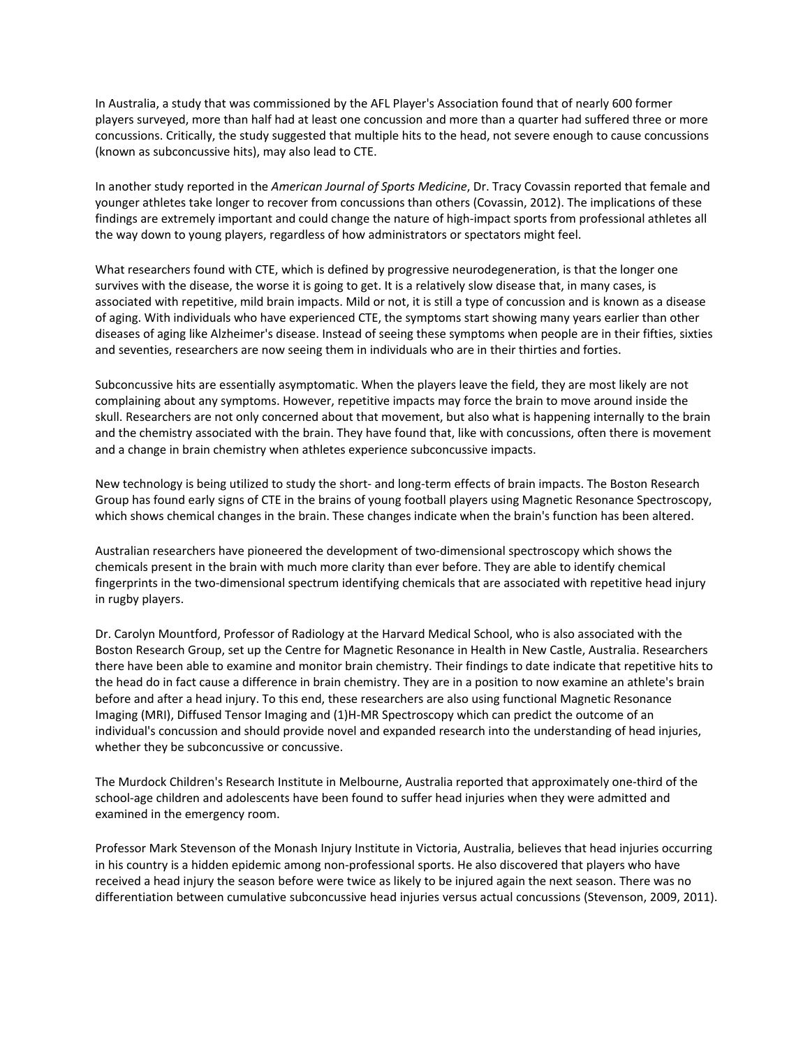In Australia, a study that was commissioned by the AFL Player's Association found that of nearly 600 former players surveyed, more than half had at least one concussion and more than a quarter had suffered three or more concussions. Critically, the study suggested that multiple hits to the head, not severe enough to cause concussions (known as subconcussive hits), may also lead to CTE.

In another study reported in the *American Journal of Sports Medicine*, Dr. Tracy Covassin reported that female and younger athletes take longer to recover from concussions than others (Covassin, 2012). The implications of these findings are extremely important and could change the nature of high-impact sports from professional athletes all the way down to young players, regardless of how administrators or spectators might feel.

What researchers found with CTE, which is defined by progressive neurodegeneration, is that the longer one survives with the disease, the worse it is going to get. It is a relatively slow disease that, in many cases, is associated with repetitive, mild brain impacts. Mild or not, it is still a type of concussion and is known as a disease of aging. With individuals who have experienced CTE, the symptoms start showing many years earlier than other diseases of aging like Alzheimer's disease. Instead of seeing these symptoms when people are in their fifties, sixties and seventies, researchers are now seeing them in individuals who are in their thirties and forties.

Subconcussive hits are essentially asymptomatic. When the players leave the field, they are most likely are not complaining about any symptoms. However, repetitive impacts may force the brain to move around inside the skull. Researchers are not only concerned about that movement, but also what is happening internally to the brain and the chemistry associated with the brain. They have found that, like with concussions, often there is movement and a change in brain chemistry when athletes experience subconcussive impacts.

New technology is being utilized to study the short- and long-term effects of brain impacts. The Boston Research Group has found early signs of CTE in the brains of young football players using Magnetic Resonance Spectroscopy, which shows chemical changes in the brain. These changes indicate when the brain's function has been altered.

Australian researchers have pioneered the development of two-dimensional spectroscopy which shows the chemicals present in the brain with much more clarity than ever before. They are able to identify chemical fingerprints in the two-dimensional spectrum identifying chemicals that are associated with repetitive head injury in rugby players.

Dr. Carolyn Mountford, Professor of Radiology at the Harvard Medical School, who is also associated with the Boston Research Group, set up the Centre for Magnetic Resonance in Health in New Castle, Australia. Researchers there have been able to examine and monitor brain chemistry. Their findings to date indicate that repetitive hits to the head do in fact cause a difference in brain chemistry. They are in a position to now examine an athlete's brain before and after a head injury. To this end, these researchers are also using functional Magnetic Resonance Imaging (MRI), Diffused Tensor Imaging and (1)H-MR Spectroscopy which can predict the outcome of an individual's concussion and should provide novel and expanded research into the understanding of head injuries, whether they be subconcussive or concussive.

The Murdock Children's Research Institute in Melbourne, Australia reported that approximately one-third of the school-age children and adolescents have been found to suffer head injuries when they were admitted and examined in the emergency room.

Professor Mark Stevenson of the Monash Injury Institute in Victoria, Australia, believes that head injuries occurring in his country is a hidden epidemic among non-professional sports. He also discovered that players who have received a head injury the season before were twice as likely to be injured again the next season. There was no differentiation between cumulative subconcussive head injuries versus actual concussions (Stevenson, 2009, 2011).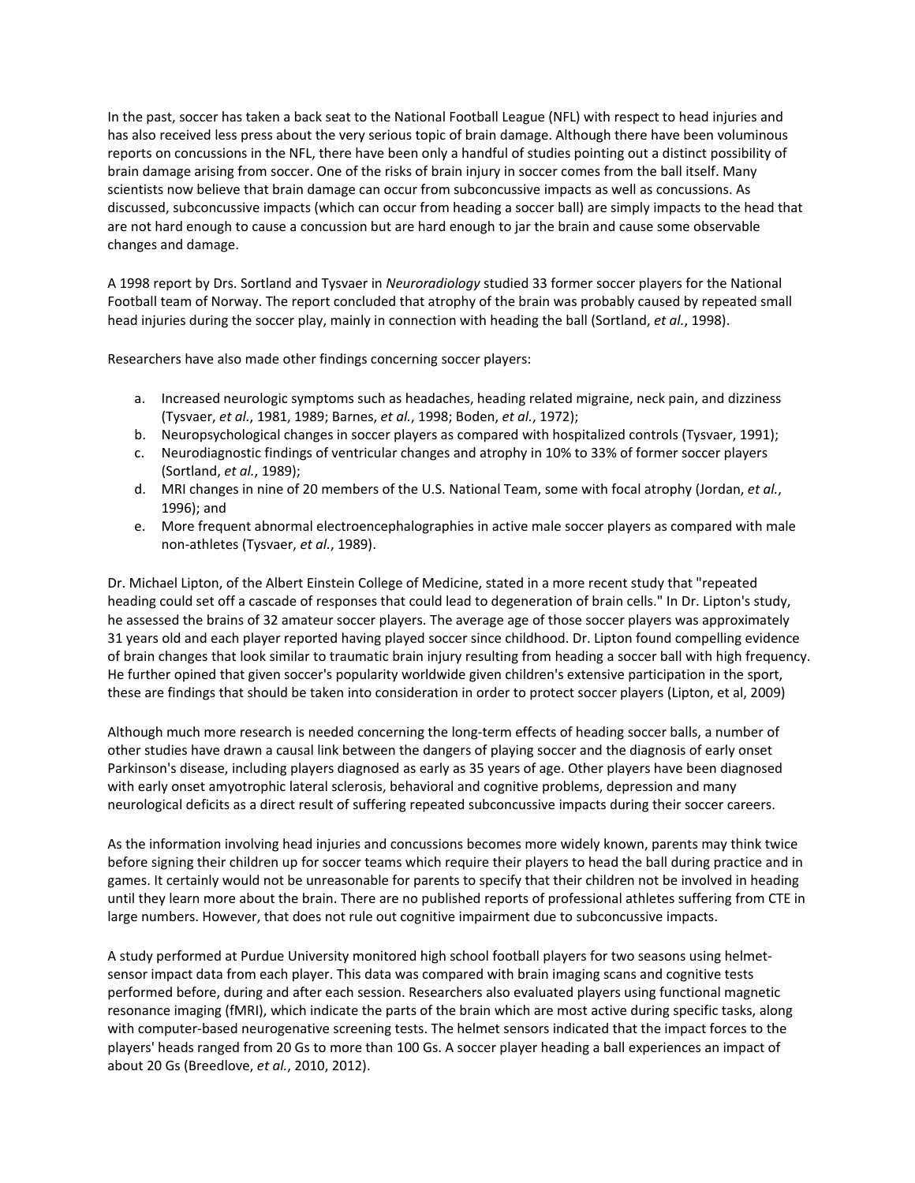In the past, soccer has taken a back seat to the National Football League (NFL) with respect to head injuries and has also received less press about the very serious topic of brain damage. Although there have been voluminous reports on concussions in the NFL, there have been only a handful of studies pointing out a distinct possibility of brain damage arising from soccer. One of the risks of brain injury in soccer comes from the ball itself. Many scientists now believe that brain damage can occur from subconcussive impacts as well as concussions. As discussed, subconcussive impacts (which can occur from heading a soccer ball) are simply impacts to the head that are not hard enough to cause a concussion but are hard enough to jar the brain and cause some observable changes and damage.

A 1998 report by Drs. Sortland and Tysvaer in *Neuroradiology* studied 33 former soccer players for the National Football team of Norway. The report concluded that atrophy of the brain was probably caused by repeated small head injuries during the soccer play, mainly in connection with heading the ball (Sortland, *et al.*, 1998).

Researchers have also made other findings concerning soccer players:

a. Increased neurologic symptoms such as headaches, heading related migraine, neck pain, and dizziness (Tysvaer, *et al.*, 1981, 1989; Barnes, *et al.*, 1998; Boden, *et al.*, 1972);
b. Neuropsychological changes in soccer players as compared with hospitalized controls (Tysvaer, 1991);
c. Neurodiagnostic findings of ventricular changes and atrophy in 10% to 33% of former soccer players (Sortland, *et al.*, 1989);
d. MRI changes in nine of 20 members of the U.S. National Team, some with focal atrophy (Jordan, *et al.*, 1996); and
e. More frequent abnormal electroencephalographies in active male soccer players as compared with male non-athletes (Tysvaer, *et al.*, 1989).

Dr. Michael Lipton, of the Albert Einstein College of Medicine, stated in a more recent study that "repeated heading could set off a cascade of responses that could lead to degeneration of brain cells." In Dr. Lipton's study, he assessed the brains of 32 amateur soccer players. The average age of those soccer players was approximately 31 years old and each player reported having played soccer since childhood. Dr. Lipton found compelling evidence of brain changes that look similar to traumatic brain injury resulting from heading a soccer ball with high frequency. He further opined that given soccer's popularity worldwide given children's extensive participation in the sport, these are findings that should be taken into consideration in order to protect soccer players (Lipton, et al, 2009)

Although much more research is needed concerning the long-term effects of heading soccer balls, a number of other studies have drawn a causal link between the dangers of playing soccer and the diagnosis of early onset Parkinson's disease, including players diagnosed as early as 35 years of age. Other players have been diagnosed with early onset amyotrophic lateral sclerosis, behavioral and cognitive problems, depression and many neurological deficits as a direct result of suffering repeated subconcussive impacts during their soccer careers.

As the information involving head injuries and concussions becomes more widely known, parents may think twice before signing their children up for soccer teams which require their players to head the ball during practice and in games. It certainly would not be unreasonable for parents to specify that their children not be involved in heading until they learn more about the brain. There are no published reports of professional athletes suffering from CTE in large numbers. However, that does not rule out cognitive impairment due to subconcussive impacts.

A study performed at Purdue University monitored high school football players for two seasons using helmet-sensor impact data from each player. This data was compared with brain imaging scans and cognitive tests performed before, during and after each session. Researchers also evaluated players using functional magnetic resonance imaging (fMRI), which indicate the parts of the brain which are most active during specific tasks, along with computer-based neurogenative screening tests. The helmet sensors indicated that the impact forces to the players' heads ranged from 20 Gs to more than 100 Gs. A soccer player heading a ball experiences an impact of about 20 Gs (Breedlove, *et al.*, 2010, 2012).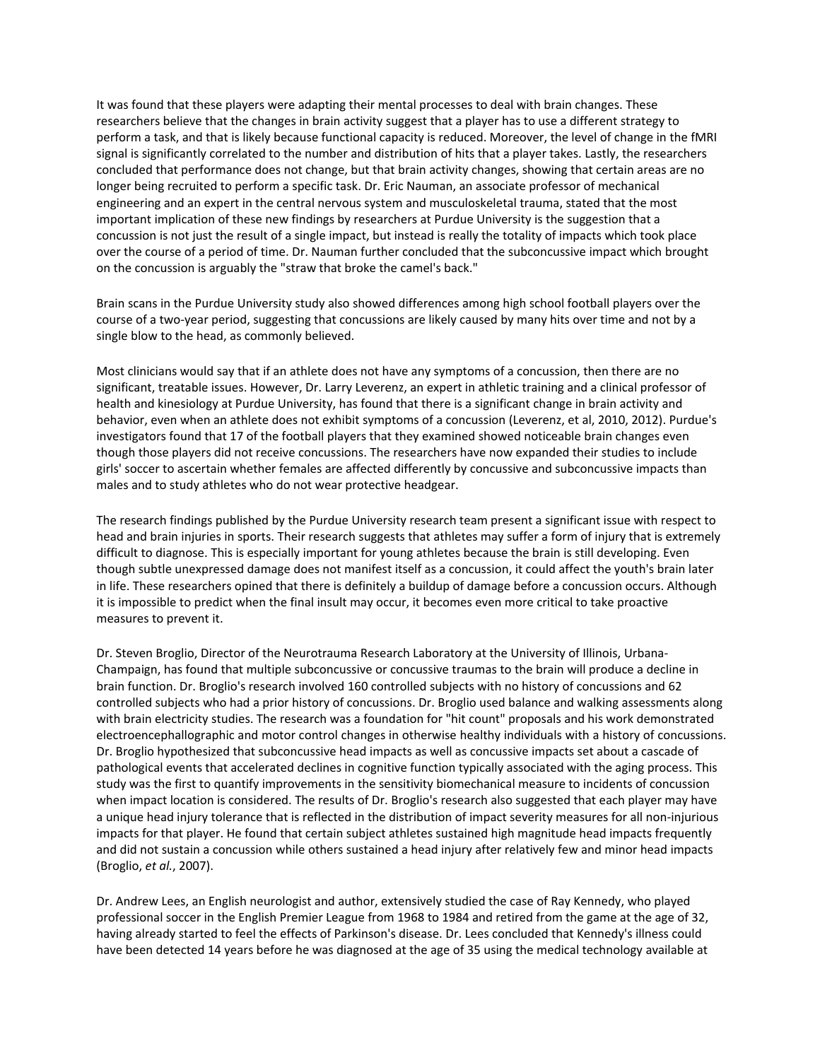It was found that these players were adapting their mental processes to deal with brain changes. These researchers believe that the changes in brain activity suggest that a player has to use a different strategy to perform a task, and that is likely because functional capacity is reduced. Moreover, the level of change in the fMRI signal is significantly correlated to the number and distribution of hits that a player takes. Lastly, the researchers concluded that performance does not change, but that brain activity changes, showing that certain areas are no longer being recruited to perform a specific task. Dr. Eric Nauman, an associate professor of mechanical engineering and an expert in the central nervous system and musculoskeletal trauma, stated that the most important implication of these new findings by researchers at Purdue University is the suggestion that a concussion is not just the result of a single impact, but instead is really the totality of impacts which took place over the course of a period of time. Dr. Nauman further concluded that the subconcussive impact which brought on the concussion is arguably the "straw that broke the camel's back."

Brain scans in the Purdue University study also showed differences among high school football players over the course of a two-year period, suggesting that concussions are likely caused by many hits over time and not by a single blow to the head, as commonly believed.

Most clinicians would say that if an athlete does not have any symptoms of a concussion, then there are no significant, treatable issues. However, Dr. Larry Leverenz, an expert in athletic training and a clinical professor of health and kinesiology at Purdue University, has found that there is a significant change in brain activity and behavior, even when an athlete does not exhibit symptoms of a concussion (Leverenz, et al, 2010, 2012). Purdue's investigators found that 17 of the football players that they examined showed noticeable brain changes even though those players did not receive concussions. The researchers have now expanded their studies to include girls' soccer to ascertain whether females are affected differently by concussive and subconcussive impacts than males and to study athletes who do not wear protective headgear.

The research findings published by the Purdue University research team present a significant issue with respect to head and brain injuries in sports. Their research suggests that athletes may suffer a form of injury that is extremely difficult to diagnose. This is especially important for young athletes because the brain is still developing. Even though subtle unexpressed damage does not manifest itself as a concussion, it could affect the youth's brain later in life. These researchers opined that there is definitely a buildup of damage before a concussion occurs. Although it is impossible to predict when the final insult may occur, it becomes even more critical to take proactive measures to prevent it.

Dr. Steven Broglio, Director of the Neurotrauma Research Laboratory at the University of Illinois, Urbana-Champaign, has found that multiple subconcussive or concussive traumas to the brain will produce a decline in brain function. Dr. Broglio's research involved 160 controlled subjects with no history of concussions and 62 controlled subjects who had a prior history of concussions. Dr. Broglio used balance and walking assessments along with brain electricity studies. The research was a foundation for "hit count" proposals and his work demonstrated electroencephallographic and motor control changes in otherwise healthy individuals with a history of concussions. Dr. Broglio hypothesized that subconcussive head impacts as well as concussive impacts set about a cascade of pathological events that accelerated declines in cognitive function typically associated with the aging process. This study was the first to quantify improvements in the sensitivity biomechanical measure to incidents of concussion when impact location is considered. The results of Dr. Broglio's research also suggested that each player may have a unique head injury tolerance that is reflected in the distribution of impact severity measures for all non-injurious impacts for that player. He found that certain subject athletes sustained high magnitude head impacts frequently and did not sustain a concussion while others sustained a head injury after relatively few and minor head impacts (Broglio, *et al.*, 2007).

Dr. Andrew Lees, an English neurologist and author, extensively studied the case of Ray Kennedy, who played professional soccer in the English Premier League from 1968 to 1984 and retired from the game at the age of 32, having already started to feel the effects of Parkinson's disease. Dr. Lees concluded that Kennedy's illness could have been detected 14 years before he was diagnosed at the age of 35 using the medical technology available at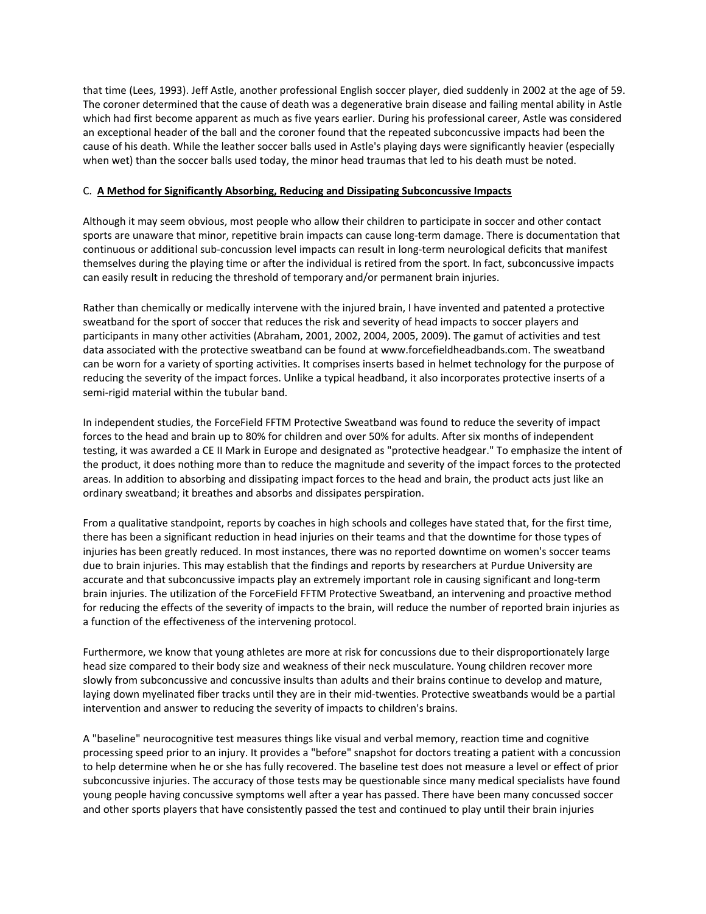that time (Lees, 1993). Jeff Astle, another professional English soccer player, died suddenly in 2002 at the age of 59. The coroner determined that the cause of death was a degenerative brain disease and failing mental ability in Astle which had first become apparent as much as five years earlier. During his professional career, Astle was considered an exceptional header of the ball and the coroner found that the repeated subconcussive impacts had been the cause of his death. While the leather soccer balls used in Astle's playing days were significantly heavier (especially when wet) than the soccer balls used today, the minor head traumas that led to his death must be noted.

C. **A Method for Significantly Absorbing, Reducing and Dissipating Subconcussive Impacts**

Although it may seem obvious, most people who allow their children to participate in soccer and other contact sports are unaware that minor, repetitive brain impacts can cause long-term damage. There is documentation that continuous or additional sub-concussion level impacts can result in long-term neurological deficits that manifest themselves during the playing time or after the individual is retired from the sport. In fact, subconcussive impacts can easily result in reducing the threshold of temporary and/or permanent brain injuries.

Rather than chemically or medically intervene with the injured brain, I have invented and patented a protective sweatband for the sport of soccer that reduces the risk and severity of head impacts to soccer players and participants in many other activities (Abraham, 2001, 2002, 2004, 2005, 2009). The gamut of activities and test data associated with the protective sweatband can be found at www.forcefieldheadbands.com. The sweatband can be worn for a variety of sporting activities. It comprises inserts based in helmet technology for the purpose of reducing the severity of the impact forces. Unlike a typical headband, it also incorporates protective inserts of a semi-rigid material within the tubular band.

In independent studies, the ForceField FFTM Protective Sweatband was found to reduce the severity of impact forces to the head and brain up to 80% for children and over 50% for adults. After six months of independent testing, it was awarded a CE II Mark in Europe and designated as "protective headgear." To emphasize the intent of the product, it does nothing more than to reduce the magnitude and severity of the impact forces to the protected areas. In addition to absorbing and dissipating impact forces to the head and brain, the product acts just like an ordinary sweatband; it breathes and absorbs and dissipates perspiration.

From a qualitative standpoint, reports by coaches in high schools and colleges have stated that, for the first time, there has been a significant reduction in head injuries on their teams and that the downtime for those types of injuries has been greatly reduced. In most instances, there was no reported downtime on women's soccer teams due to brain injuries. This may establish that the findings and reports by researchers at Purdue University are accurate and that subconcussive impacts play an extremely important role in causing significant and long-term brain injuries. The utilization of the ForceField FFTM Protective Sweatband, an intervening and proactive method for reducing the effects of the severity of impacts to the brain, will reduce the number of reported brain injuries as a function of the effectiveness of the intervening protocol.

Furthermore, we know that young athletes are more at risk for concussions due to their disproportionately large head size compared to their body size and weakness of their neck musculature. Young children recover more slowly from subconcussive and concussive insults than adults and their brains continue to develop and mature, laying down myelinated fiber tracks until they are in their mid-twenties. Protective sweatbands would be a partial intervention and answer to reducing the severity of impacts to children's brains.

A "baseline" neurocognitive test measures things like visual and verbal memory, reaction time and cognitive processing speed prior to an injury. It provides a "before" snapshot for doctors treating a patient with a concussion to help determine when he or she has fully recovered. The baseline test does not measure a level or effect of prior subconcussive injuries. The accuracy of those tests may be questionable since many medical specialists have found young people having concussive symptoms well after a year has passed. There have been many concussed soccer and other sports players that have consistently passed the test and continued to play until their brain injuries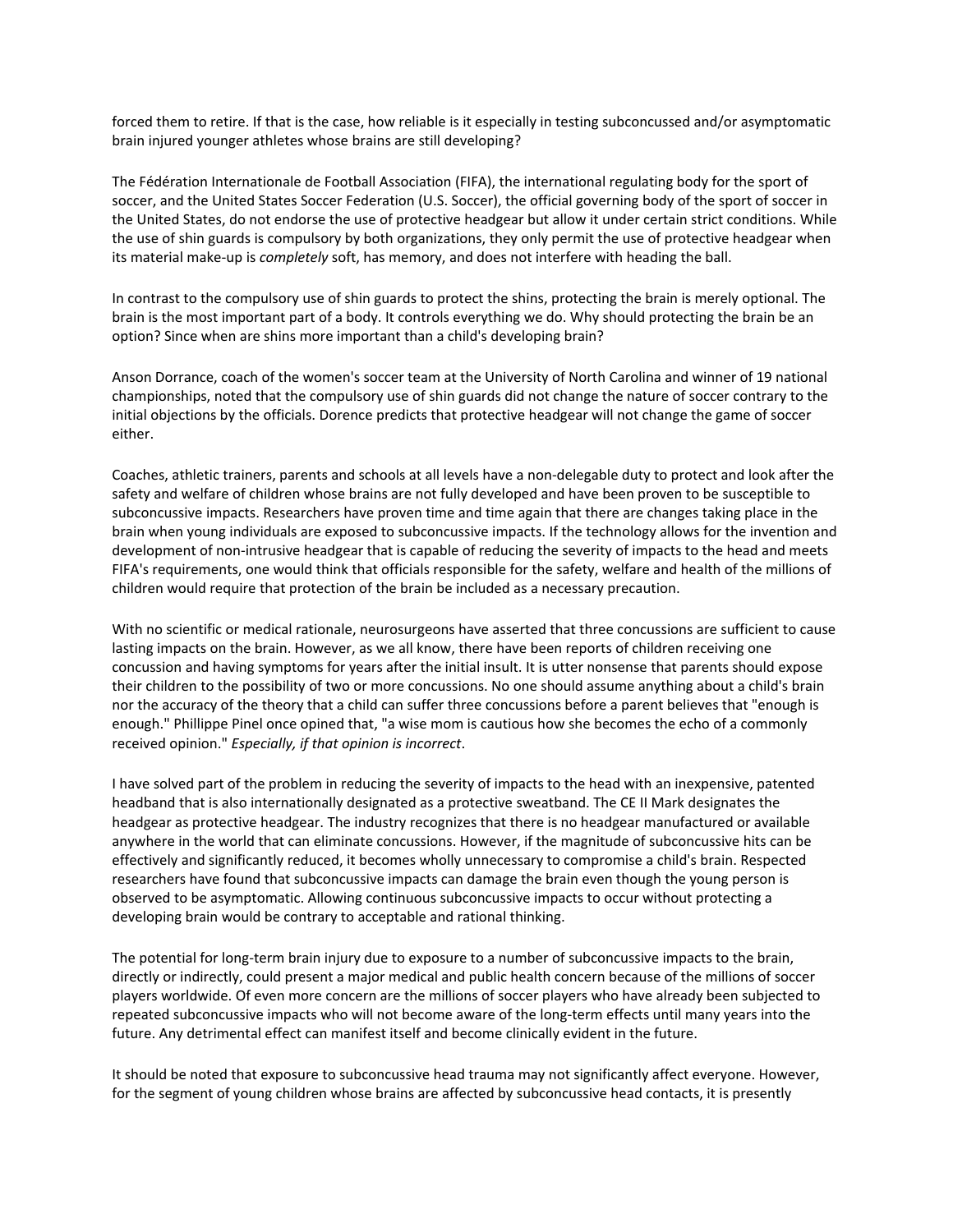forced them to retire. If that is the case, how reliable is it especially in testing subconcussed and/or asymptomatic brain injured younger athletes whose brains are still developing?

The Fédération Internationale de Football Association (FIFA), the international regulating body for the sport of soccer, and the United States Soccer Federation (U.S. Soccer), the official governing body of the sport of soccer in the United States, do not endorse the use of protective headgear but allow it under certain strict conditions. While the use of shin guards is compulsory by both organizations, they only permit the use of protective headgear when its material make-up is *completely* soft, has memory, and does not interfere with heading the ball.

In contrast to the compulsory use of shin guards to protect the shins, protecting the brain is merely optional. The brain is the most important part of a body. It controls everything we do. Why should protecting the brain be an option? Since when are shins more important than a child's developing brain?

Anson Dorrance, coach of the women's soccer team at the University of North Carolina and winner of 19 national championships, noted that the compulsory use of shin guards did not change the nature of soccer contrary to the initial objections by the officials. Dorence predicts that protective headgear will not change the game of soccer either.

Coaches, athletic trainers, parents and schools at all levels have a non-delegable duty to protect and look after the safety and welfare of children whose brains are not fully developed and have been proven to be susceptible to subconcussive impacts. Researchers have proven time and time again that there are changes taking place in the brain when young individuals are exposed to subconcussive impacts. If the technology allows for the invention and development of non-intrusive headgear that is capable of reducing the severity of impacts to the head and meets FIFA's requirements, one would think that officials responsible for the safety, welfare and health of the millions of children would require that protection of the brain be included as a necessary precaution.

With no scientific or medical rationale, neurosurgeons have asserted that three concussions are sufficient to cause lasting impacts on the brain. However, as we all know, there have been reports of children receiving one concussion and having symptoms for years after the initial insult. It is utter nonsense that parents should expose their children to the possibility of two or more concussions. No one should assume anything about a child's brain nor the accuracy of the theory that a child can suffer three concussions before a parent believes that "enough is enough." Phillippe Pinel once opined that, "a wise mom is cautious how she becomes the echo of a commonly received opinion." *Especially, if that opinion is incorrect*.

I have solved part of the problem in reducing the severity of impacts to the head with an inexpensive, patented headband that is also internationally designated as a protective sweatband. The CE II Mark designates the headgear as protective headgear. The industry recognizes that there is no headgear manufactured or available anywhere in the world that can eliminate concussions. However, if the magnitude of subconcussive hits can be effectively and significantly reduced, it becomes wholly unnecessary to compromise a child's brain. Respected researchers have found that subconcussive impacts can damage the brain even though the young person is observed to be asymptomatic. Allowing continuous subconcussive impacts to occur without protecting a developing brain would be contrary to acceptable and rational thinking.

The potential for long-term brain injury due to exposure to a number of subconcussive impacts to the brain, directly or indirectly, could present a major medical and public health concern because of the millions of soccer players worldwide. Of even more concern are the millions of soccer players who have already been subjected to repeated subconcussive impacts who will not become aware of the long-term effects until many years into the future. Any detrimental effect can manifest itself and become clinically evident in the future.

It should be noted that exposure to subconcussive head trauma may not significantly affect everyone. However, for the segment of young children whose brains are affected by subconcussive head contacts, it is presently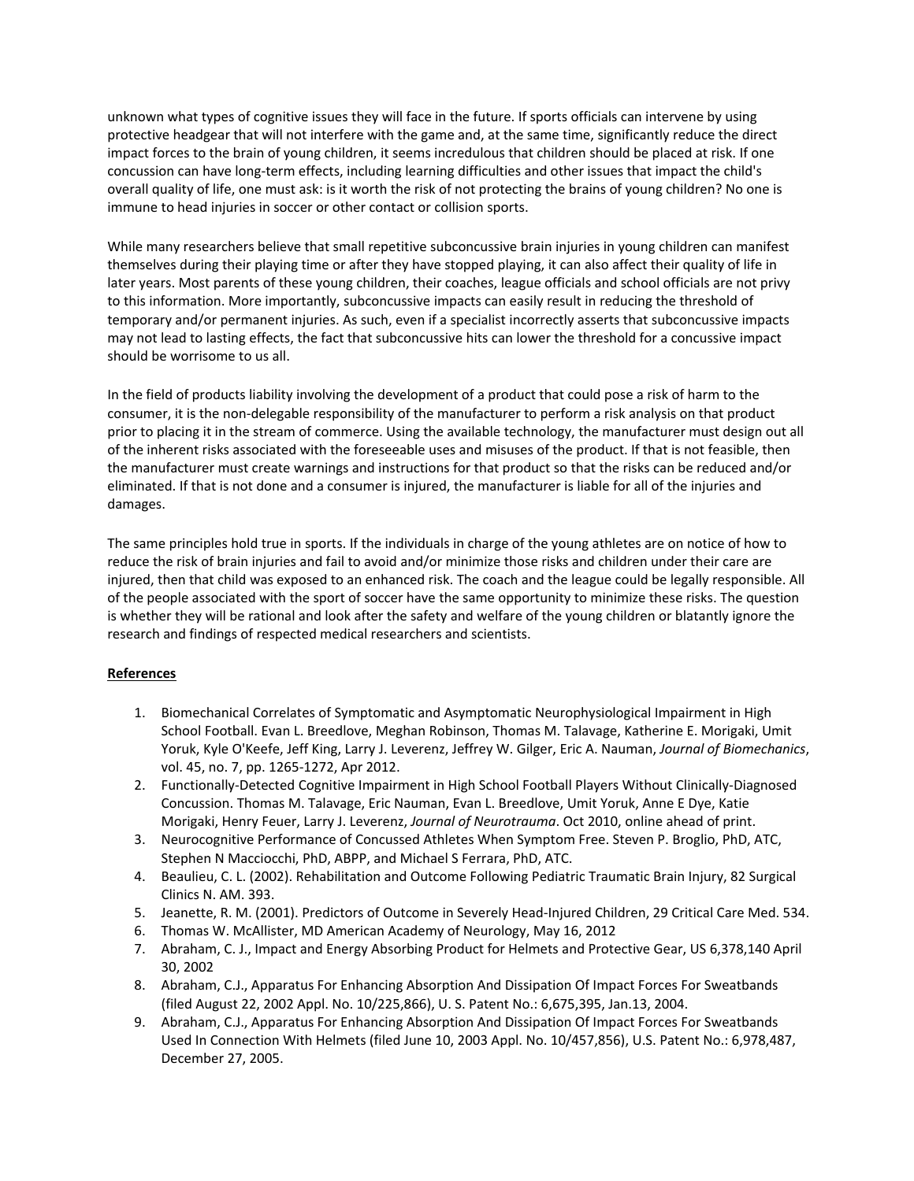unknown what types of cognitive issues they will face in the future. If sports officials can intervene by using protective headgear that will not interfere with the game and, at the same time, significantly reduce the direct impact forces to the brain of young children, it seems incredulous that children should be placed at risk. If one concussion can have long-term effects, including learning difficulties and other issues that impact the child's overall quality of life, one must ask: is it worth the risk of not protecting the brains of young children? No one is immune to head injuries in soccer or other contact or collision sports.

While many researchers believe that small repetitive subconcussive brain injuries in young children can manifest themselves during their playing time or after they have stopped playing, it can also affect their quality of life in later years. Most parents of these young children, their coaches, league officials and school officials are not privy to this information. More importantly, subconcussive impacts can easily result in reducing the threshold of temporary and/or permanent injuries. As such, even if a specialist incorrectly asserts that subconcussive impacts may not lead to lasting effects, the fact that subconcussive hits can lower the threshold for a concussive impact should be worrisome to us all.

In the field of products liability involving the development of a product that could pose a risk of harm to the consumer, it is the non-delegable responsibility of the manufacturer to perform a risk analysis on that product prior to placing it in the stream of commerce. Using the available technology, the manufacturer must design out all of the inherent risks associated with the foreseeable uses and misuses of the product. If that is not feasible, then the manufacturer must create warnings and instructions for that product so that the risks can be reduced and/or eliminated. If that is not done and a consumer is injured, the manufacturer is liable for all of the injuries and damages.

The same principles hold true in sports. If the individuals in charge of the young athletes are on notice of how to reduce the risk of brain injuries and fail to avoid and/or minimize those risks and children under their care are injured, then that child was exposed to an enhanced risk. The coach and the league could be legally responsible. All of the people associated with the sport of soccer have the same opportunity to minimize these risks. The question is whether they will be rational and look after the safety and welfare of the young children or blatantly ignore the research and findings of respected medical researchers and scientists.

**References**

1. Biomechanical Correlates of Symptomatic and Asymptomatic Neurophysiological Impairment in High School Football. Evan L. Breedlove, Meghan Robinson, Thomas M. Talavage, Katherine E. Morigaki, Umit Yoruk, Kyle O'Keefe, Jeff King, Larry J. Leverenz, Jeffrey W. Gilger, Eric A. Nauman, *Journal of Biomechanics*, vol. 45, no. 7, pp. 1265-1272, Apr 2012.
2. Functionally-Detected Cognitive Impairment in High School Football Players Without Clinically-Diagnosed Concussion. Thomas M. Talavage, Eric Nauman, Evan L. Breedlove, Umit Yoruk, Anne E Dye, Katie Morigaki, Henry Feuer, Larry J. Leverenz, *Journal of Neurotrauma*. Oct 2010, online ahead of print.
3. Neurocognitive Performance of Concussed Athletes When Symptom Free. Steven P. Broglio, PhD, ATC, Stephen N Macciocchi, PhD, ABPP, and Michael S Ferrara, PhD, ATC.
4. Beaulieu, C. L. (2002). Rehabilitation and Outcome Following Pediatric Traumatic Brain Injury, 82 Surgical Clinics N. AM. 393.
5. Jeanette, R. M. (2001). Predictors of Outcome in Severely Head-Injured Children, 29 Critical Care Med. 534.
6. Thomas W. McAllister, MD American Academy of Neurology, May 16, 2012
7. Abraham, C. J., Impact and Energy Absorbing Product for Helmets and Protective Gear, US 6,378,140 April 30, 2002
8. Abraham, C.J., Apparatus For Enhancing Absorption And Dissipation Of Impact Forces For Sweatbands (filed August 22, 2002 Appl. No. 10/225,866), U. S. Patent No.: 6,675,395, Jan.13, 2004.
9. Abraham, C.J., Apparatus For Enhancing Absorption And Dissipation Of Impact Forces For Sweatbands Used In Connection With Helmets (filed June 10, 2003 Appl. No. 10/457,856), U.S. Patent No.: 6,978,487, December 27, 2005.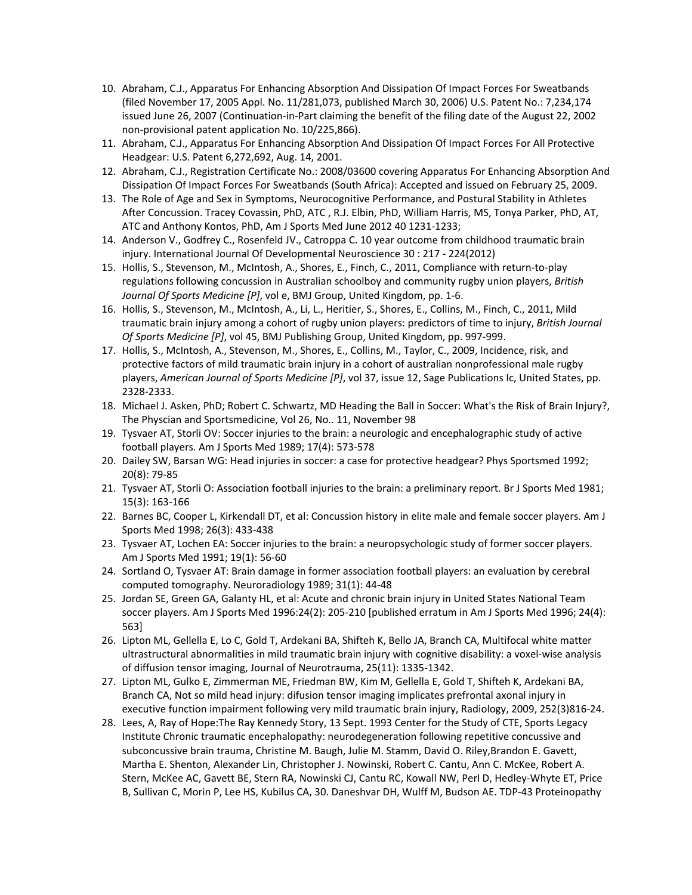10. Abraham, C.J., Apparatus For Enhancing Absorption And Dissipation Of Impact Forces For Sweatbands (filed November 17, 2005 Appl. No. 11/281,073, published March 30, 2006) U.S. Patent No.: 7,234,174 issued June 26, 2007 (Continuation-in-Part claiming the benefit of the filing date of the August 22, 2002 non-provisional patent application No. 10/225,866).
11. Abraham, C.J., Apparatus For Enhancing Absorption And Dissipation Of Impact Forces For All Protective Headgear: U.S. Patent 6,272,692, Aug. 14, 2001.
12. Abraham, C.J., Registration Certificate No.: 2008/03600 covering Apparatus For Enhancing Absorption And Dissipation Of Impact Forces For Sweatbands (South Africa): Accepted and issued on February 25, 2009.
13. The Role of Age and Sex in Symptoms, Neurocognitive Performance, and Postural Stability in Athletes After Concussion. Tracey Covassin, PhD, ATC , R.J. Elbin, PhD, William Harris, MS, Tonya Parker, PhD, AT, ATC and Anthony Kontos, PhD, Am J Sports Med June 2012 40 1231-1233;
14. Anderson V., Godfrey C., Rosenfeld JV., Catroppa C. 10 year outcome from childhood traumatic brain injury. International Journal Of Developmental Neuroscience 30 : 217 - 224(2012)
15. Hollis, S., Stevenson, M., McIntosh, A., Shores, E., Finch, C., 2011, Compliance with return-to-play regulations following concussion in Australian schoolboy and community rugby union players, *British Journal Of Sports Medicine [P]*, vol e, BMJ Group, United Kingdom, pp. 1-6.
16. Hollis, S., Stevenson, M., McIntosh, A., Li, L., Heritier, S., Shores, E., Collins, M., Finch, C., 2011, Mild traumatic brain injury among a cohort of rugby union players: predictors of time to injury, *British Journal Of Sports Medicine [P]*, vol 45, BMJ Publishing Group, United Kingdom, pp. 997-999.
17. Hollis, S., McIntosh, A., Stevenson, M., Shores, E., Collins, M., Taylor, C., 2009, Incidence, risk, and protective factors of mild traumatic brain injury in a cohort of australian nonprofessional male rugby players, *American Journal of Sports Medicine [P]*, vol 37, issue 12, Sage Publications Ic, United States, pp. 2328-2333.
18. Michael J. Asken, PhD; Robert C. Schwartz, MD Heading the Ball in Soccer: What's the Risk of Brain Injury?, The Physcian and Sportsmedicine, Vol 26, No.. 11, November 98
19. Tysvaer AT, Storli OV: Soccer injuries to the brain: a neurologic and encephalographic study of active football players. Am J Sports Med 1989; 17(4): 573-578
20. Dailey SW, Barsan WG: Head injuries in soccer: a case for protective headgear? Phys Sportsmed 1992; 20(8): 79-85
21. Tysvaer AT, Storli O: Association football injuries to the brain: a preliminary report. Br J Sports Med 1981; 15(3): 163-166
22. Barnes BC, Cooper L, Kirkendall DT, et al: Concussion history in elite male and female soccer players. Am J Sports Med 1998; 26(3): 433-438
23. Tysvaer AT, Lochen EA: Soccer injuries to the brain: a neuropsychologic study of former soccer players. Am J Sports Med 1991; 19(1): 56-60
24. Sortland O, Tysvaer AT: Brain damage in former association football players: an evaluation by cerebral computed tomography. Neuroradiology 1989; 31(1): 44-48
25. Jordan SE, Green GA, Galanty HL, et al: Acute and chronic brain injury in United States National Team soccer players. Am J Sports Med 1996:24(2): 205-210 [published erratum in Am J Sports Med 1996; 24(4): 563]
26. Lipton ML, Gellella E, Lo C, Gold T, Ardekani BA, Shifteh K, Bello JA, Branch CA, Multifocal white matter ultrastructural abnormalities in mild traumatic brain injury with cognitive disability: a voxel-wise analysis of diffusion tensor imaging, Journal of Neurotrauma, 25(11): 1335-1342.
27. Lipton ML, Gulko E, Zimmerman ME, Friedman BW, Kim M, Gellella E, Gold T, Shifteh K, Ardekani BA, Branch CA, Not so mild head injury: difusion tensor imaging implicates prefrontal axonal injury in executive function impairment following very mild traumatic brain injury, Radiology, 2009, 252(3)816-24.
28. Lees, A, Ray of Hope:The Ray Kennedy Story, 13 Sept. 1993 Center for the Study of CTE, Sports Legacy Institute Chronic traumatic encephalopathy: neurodegeneration following repetitive concussive and subconcussive brain trauma, Christine M. Baugh, Julie M. Stamm, David O. Riley,Brandon E. Gavett, Martha E. Shenton, Alexander Lin, Christopher J. Nowinski, Robert C. Cantu, Ann C. McKee, Robert A. Stern, McKee AC, Gavett BE, Stern RA, Nowinski CJ, Cantu RC, Kowall NW, Perl D, Hedley-Whyte ET, Price B, Sullivan C, Morin P, Lee HS, Kubilus CA, 30. Daneshvar DH, Wulff M, Budson AE. TDP-43 Proteinopathy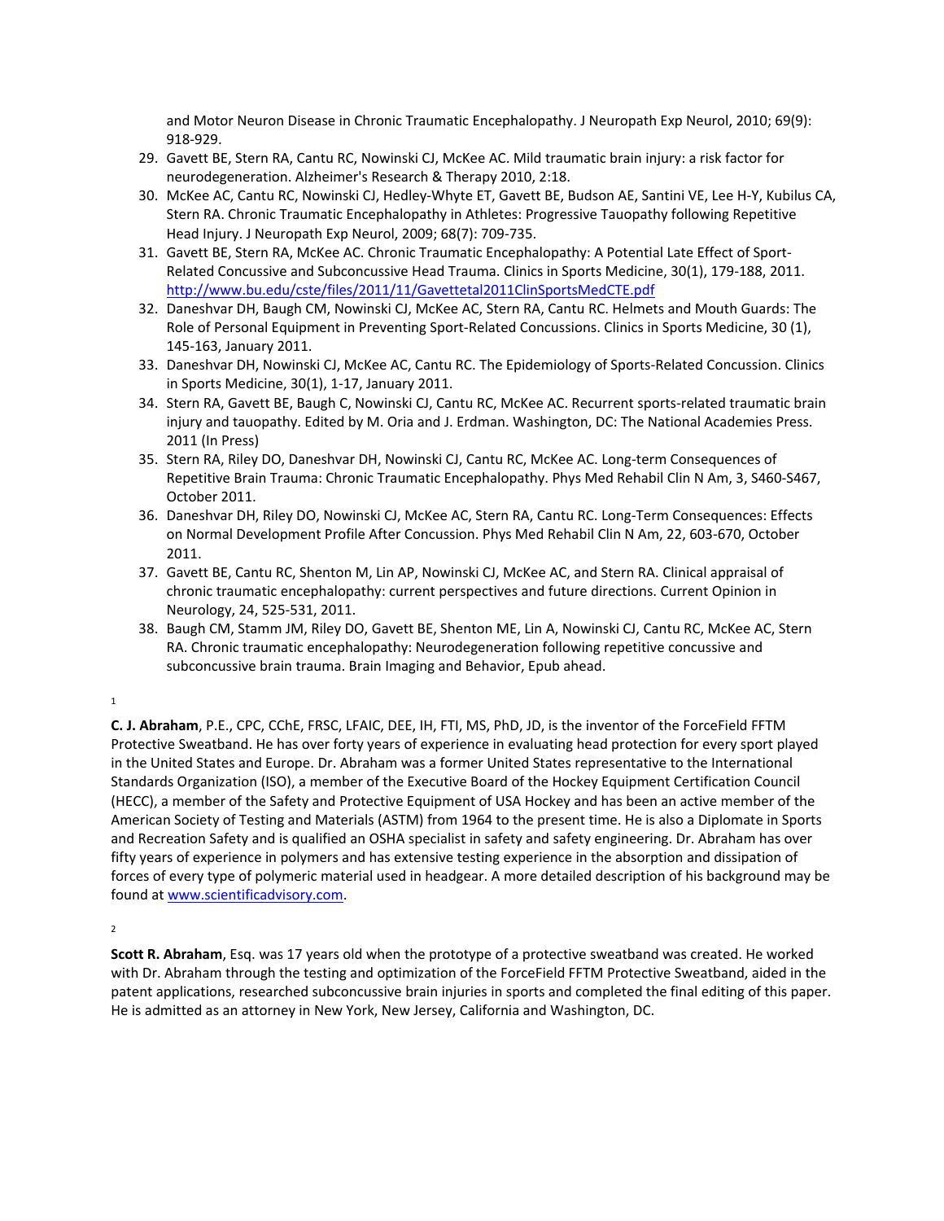and Motor Neuron Disease in Chronic Traumatic Encephalopathy. J Neuropath Exp Neurol, 2010; 69(9): 918-929.

29. Gavett BE, Stern RA, Cantu RC, Nowinski CJ, McKee AC. Mild traumatic brain injury: a risk factor for neurodegeneration. Alzheimer's Research & Therapy 2010, 2:18.
30. McKee AC, Cantu RC, Nowinski CJ, Hedley-Whyte ET, Gavett BE, Budson AE, Santini VE, Lee H-Y, Kubilus CA, Stern RA. Chronic Traumatic Encephalopathy in Athletes: Progressive Tauopathy following Repetitive Head Injury. J Neuropath Exp Neurol, 2009; 68(7): 709-735.
31. Gavett BE, Stern RA, McKee AC. Chronic Traumatic Encephalopathy: A Potential Late Effect of Sport-Related Concussive and Subconcussive Head Trauma. Clinics in Sports Medicine, 30(1), 179-188, 2011. http://www.bu.edu/cste/files/2011/11/Gavettetal2011ClinSportsMedCTE.pdf
32. Daneshvar DH, Baugh CM, Nowinski CJ, McKee AC, Stern RA, Cantu RC. Helmets and Mouth Guards: The Role of Personal Equipment in Preventing Sport-Related Concussions. Clinics in Sports Medicine, 30 (1), 145-163, January 2011.
33. Daneshvar DH, Nowinski CJ, McKee AC, Cantu RC. The Epidemiology of Sports-Related Concussion. Clinics in Sports Medicine, 30(1), 1-17, January 2011.
34. Stern RA, Gavett BE, Baugh C, Nowinski CJ, Cantu RC, McKee AC. Recurrent sports-related traumatic brain injury and tauopathy. Edited by M. Oria and J. Erdman. Washington, DC: The National Academies Press. 2011 (In Press)
35. Stern RA, Riley DO, Daneshvar DH, Nowinski CJ, Cantu RC, McKee AC. Long-term Consequences of Repetitive Brain Trauma: Chronic Traumatic Encephalopathy. Phys Med Rehabil Clin N Am, 3, S460-S467, October 2011.
36. Daneshvar DH, Riley DO, Nowinski CJ, McKee AC, Stern RA, Cantu RC. Long-Term Consequences: Effects on Normal Development Profile After Concussion. Phys Med Rehabil Clin N Am, 22, 603-670, October 2011.
37. Gavett BE, Cantu RC, Shenton M, Lin AP, Nowinski CJ, McKee AC, and Stern RA. Clinical appraisal of chronic traumatic encephalopathy: current perspectives and future directions. Current Opinion in Neurology, 24, 525-531, 2011.
38. Baugh CM, Stamm JM, Riley DO, Gavett BE, Shenton ME, Lin A, Nowinski CJ, Cantu RC, McKee AC, Stern RA. Chronic traumatic encephalopathy: Neurodegeneration following repetitive concussive and subconcussive brain trauma. Brain Imaging and Behavior, Epub ahead.

[1]

**C. J. Abraham**, P.E., CPC, CChE, FRSC, LFAIC, DEE, IH, FTI, MS, PhD, JD, is the inventor of the ForceField FFTM Protective Sweatband. He has over forty years of experience in evaluating head protection for every sport played in the United States and Europe. Dr. Abraham was a former United States representative to the International Standards Organization (ISO), a member of the Executive Board of the Hockey Equipment Certification Council (HECC), a member of the Safety and Protective Equipment of USA Hockey and has been an active member of the American Society of Testing and Materials (ASTM) from 1964 to the present time. He is also a Diplomate in Sports and Recreation Safety and is qualified an OSHA specialist in safety and safety engineering. Dr. Abraham has over fifty years of experience in polymers and has extensive testing experience in the absorption and dissipation of forces of every type of polymeric material used in headgear. A more detailed description of his background may be found at www.scientificadvisory.com.

[2]

**Scott R. Abraham**, Esq. was 17 years old when the prototype of a protective sweatband was created. He worked with Dr. Abraham through the testing and optimization of the ForceField FFTM Protective Sweatband, aided in the patent applications, researched subconcussive brain injuries in sports and completed the final editing of this paper. He is admitted as an attorney in New York, New Jersey, California and Washington, DC.